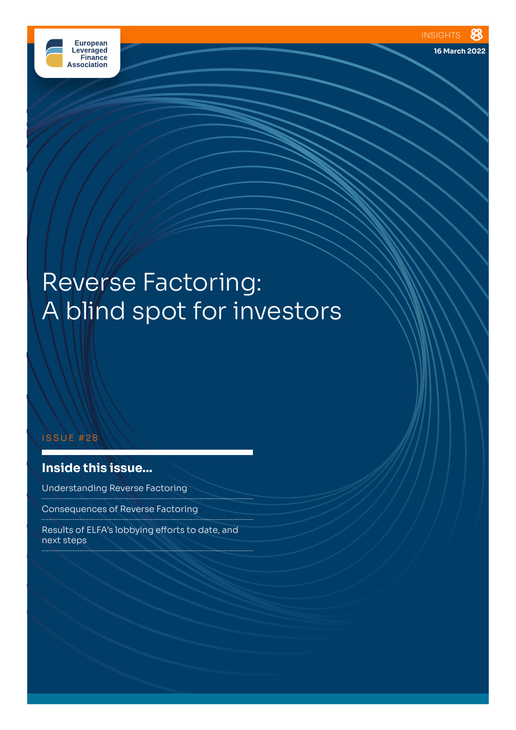European Leveraged Finance Association

INSIGHTS

16 March 2022

# Reverse Factoring: A blind spot for investors

ISSUE #28

## Inside this issue...

- Understanding Reverse Factoring
- Consequences of Reverse Factoring
- Results of ELFA's lobbying efforts to date, and next steps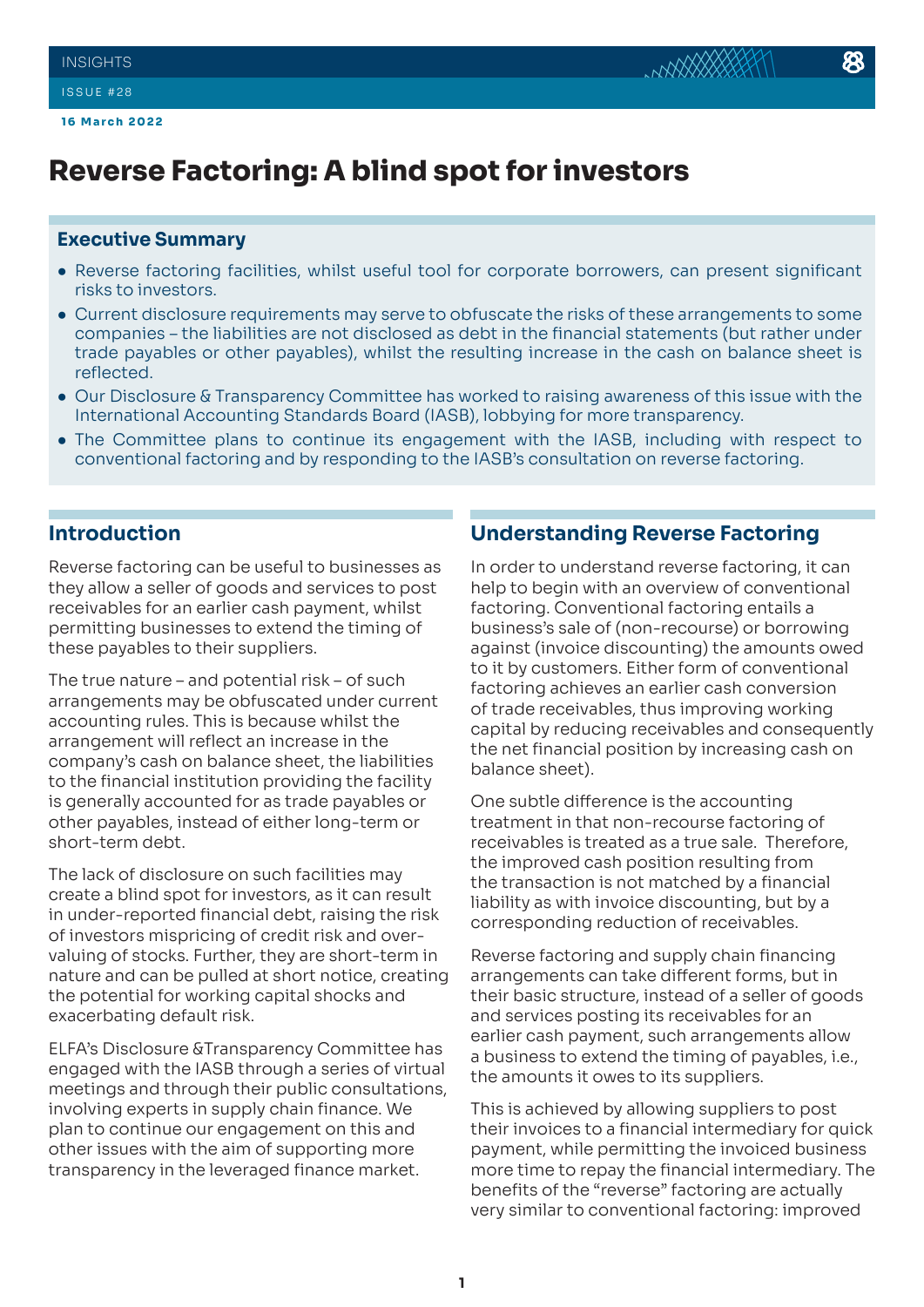# Reverse Factoring: A blind spot for investors

## Executive Summary

- Reverse factoring facilities, whilst useful tool for corporate borrowers, can present significant risks to investors.
- Current disclosure requirements may serve to obfuscate the risks of these arrangements to some companies – the liabilities are not disclosed as debt in the financial statements (but rather under trade payables or other payables), whilst the resulting increase in the cash on balance sheet is reflected.
- Our Disclosure & Transparency Committee has worked to raising awareness of this issue with the International Accounting Standards Board (IASB), lobbying for more transparency.
- The Committee plans to continue its engagement with the IASB, including with respect to conventional factoring and by responding to the IASB's consultation on reverse factoring.

## Introduction

Reverse factoring can be useful to businesses as they allow a seller of goods and services to post receivables for an earlier cash payment, whilst permitting businesses to extend the timing of these payables to their suppliers.

The true nature – and potential risk – of such arrangements may be obfuscated under current accounting rules. This is because whilst the arrangement will reflect an increase in the company's cash on balance sheet, the liabilities to the financial institution providing the facility is generally accounted for as trade payables or other payables, instead of either long-term or short-term debt.

The lack of disclosure on such facilities may create a blind spot for investors, as it can result in under-reported financial debt, raising the risk of investors mispricing of credit risk and over-valuing of stocks. Further, they are short-term in nature and can be pulled at short notice, creating the potential for working capital shocks and exacerbating default risk.

ELFA's Disclosure &Transparency Committee has engaged with the IASB through a series of virtual meetings and through their public consultations, involving experts in supply chain finance. We plan to continue our engagement on this and other issues with the aim of supporting more transparency in the leveraged finance market.

## Understanding Reverse Factoring

In order to understand reverse factoring, it can help to begin with an overview of conventional factoring. Conventional factoring entails a business's sale of (non-recourse) or borrowing against (invoice discounting) the amounts owed to it by customers. Either form of conventional factoring achieves an earlier cash conversion of trade receivables, thus improving working capital by reducing receivables and consequently the net financial position by increasing cash on balance sheet).

One subtle difference is the accounting treatment in that non-recourse factoring of receivables is treated as a true sale. Therefore, the improved cash position resulting from the transaction is not matched by a financial liability as with invoice discounting, but by a corresponding reduction of receivables.

Reverse factoring and supply chain financing arrangements can take different forms, but in their basic structure, instead of a seller of goods and services posting its receivables for an earlier cash payment, such arrangements allow a business to extend the timing of payables, i.e., the amounts it owes to its suppliers.

This is achieved by allowing suppliers to post their invoices to a financial intermediary for quick payment, while permitting the invoiced business more time to repay the financial intermediary. The benefits of the "reverse" factoring are actually very similar to conventional factoring: improved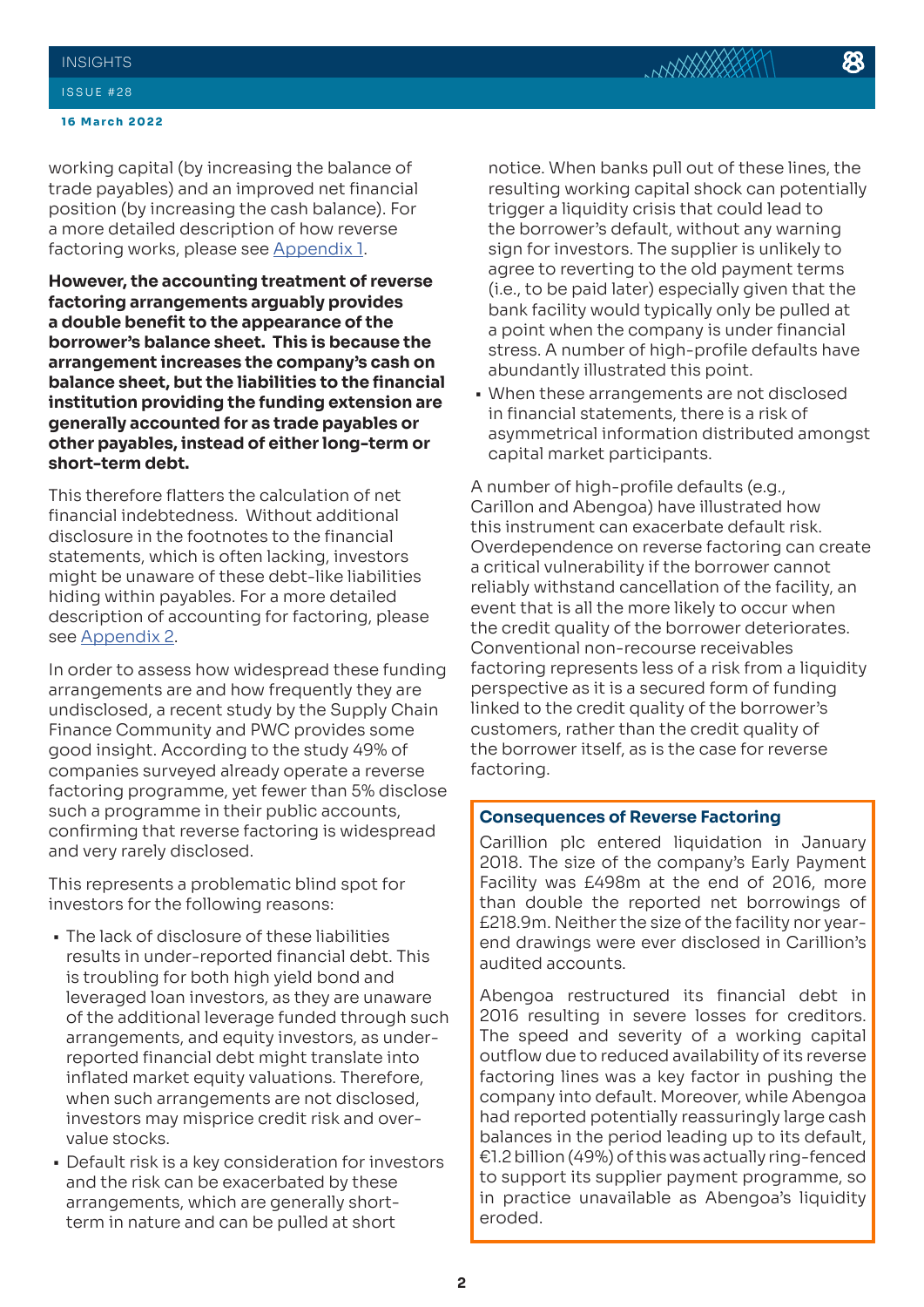working capital (by increasing the balance of trade payables) and an improved net financial position (by increasing the cash balance). For a more detailed description of how reverse factoring works, please see Appendix 1.

**However, the accounting treatment of reverse factoring arrangements arguably provides a double benefit to the appearance of the borrower's balance sheet. This is because the arrangement increases the company's cash on balance sheet, but the liabilities to the financial institution providing the funding extension are generally accounted for as trade payables or other payables, instead of either long-term or short-term debt.**

This therefore flatters the calculation of net financial indebtedness. Without additional disclosure in the footnotes to the financial statements, which is often lacking, investors might be unaware of these debt-like liabilities hiding within payables. For a more detailed description of accounting for factoring, please see Appendix 2.

In order to assess how widespread these funding arrangements are and how frequently they are undisclosed, a recent study by the Supply Chain Finance Community and PWC provides some good insight. According to the study 49% of companies surveyed already operate a reverse factoring programme, yet fewer than 5% disclose such a programme in their public accounts, confirming that reverse factoring is widespread and very rarely disclosed.

This represents a problematic blind spot for investors for the following reasons:

- The lack of disclosure of these liabilities results in under-reported financial debt. This is troubling for both high yield bond and leveraged loan investors, as they are unaware of the additional leverage funded through such arrangements, and equity investors, as under-reported financial debt might translate into inflated market equity valuations. Therefore, when such arrangements are not disclosed, investors may misprice credit risk and over-value stocks.
- Default risk is a key consideration for investors and the risk can be exacerbated by these arrangements, which are generally short-term in nature and can be pulled at short notice. When banks pull out of these lines, the resulting working capital shock can potentially trigger a liquidity crisis that could lead to the borrower's default, without any warning sign for investors. The supplier is unlikely to agree to reverting to the old payment terms (i.e., to be paid later) especially given that the bank facility would typically only be pulled at a point when the company is under financial stress. A number of high-profile defaults have abundantly illustrated this point.
- When these arrangements are not disclosed in financial statements, there is a risk of asymmetrical information distributed amongst capital market participants.

A number of high-profile defaults (e.g., Carillon and Abengoa) have illustrated how this instrument can exacerbate default risk. Overdependence on reverse factoring can create a critical vulnerability if the borrower cannot reliably withstand cancellation of the facility, an event that is all the more likely to occur when the credit quality of the borrower deteriorates. Conventional non-recourse receivables factoring represents less of a risk from a liquidity perspective as it is a secured form of funding linked to the credit quality of the borrower's customers, rather than the credit quality of the borrower itself, as is the case for reverse factoring.

### Consequences of Reverse Factoring

Carillion plc entered liquidation in January 2018. The size of the company's Early Payment Facility was £498m at the end of 2016, more than double the reported net borrowings of £218.9m. Neither the size of the facility nor year-end drawings were ever disclosed in Carillion's audited accounts.

Abengoa restructured its financial debt in 2016 resulting in severe losses for creditors. The speed and severity of a working capital outflow due to reduced availability of its reverse factoring lines was a key factor in pushing the company into default. Moreover, while Abengoa had reported potentially reassuringly large cash balances in the period leading up to its default, €1.2 billion (49%) of this was actually ring-fenced to support its supplier payment programme, so in practice unavailable as Abengoa's liquidity eroded.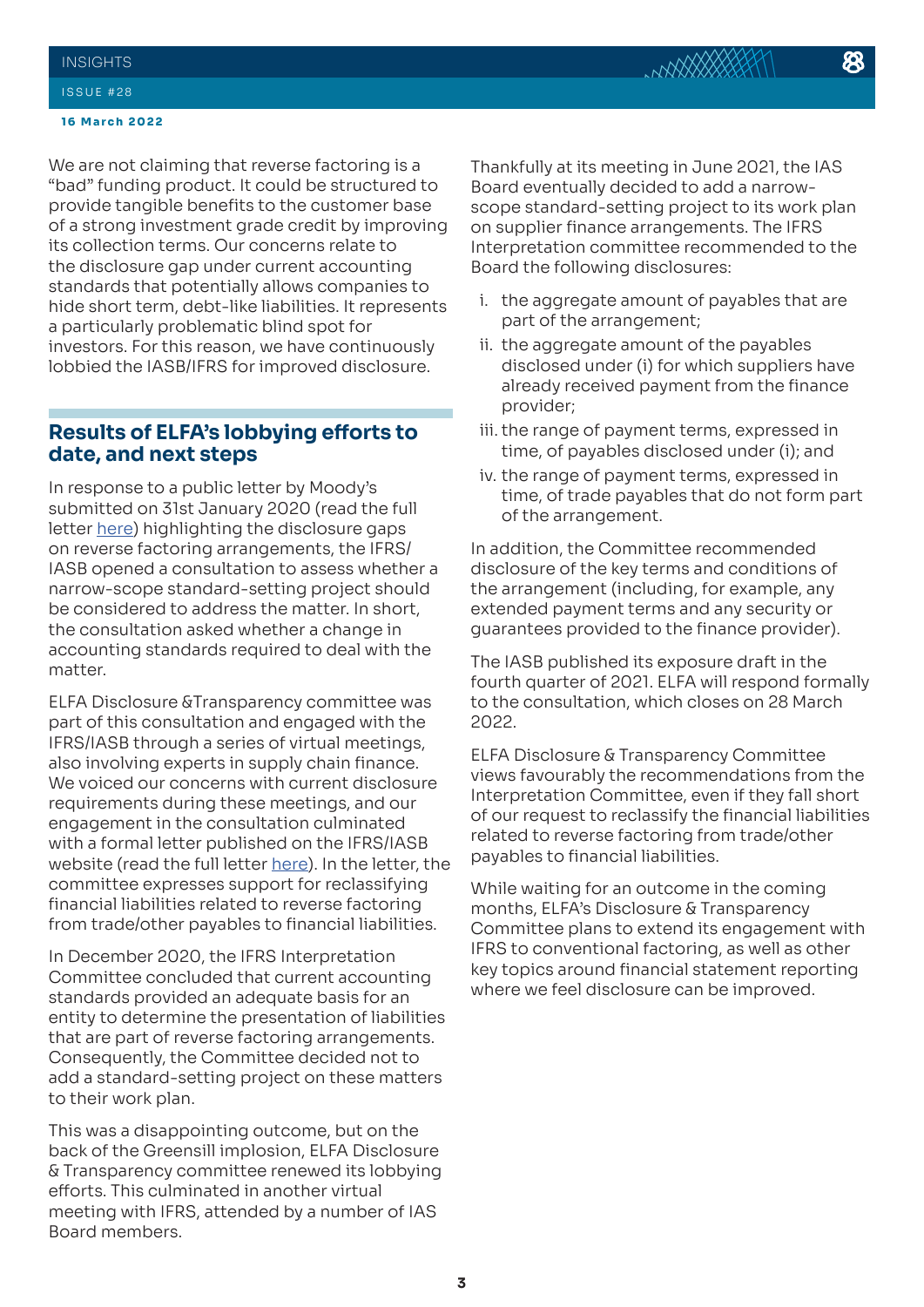We are not claiming that reverse factoring is a "bad" funding product. It could be structured to provide tangible benefits to the customer base of a strong investment grade credit by improving its collection terms. Our concerns relate to the disclosure gap under current accounting standards that potentially allows companies to hide short term, debt-like liabilities. It represents a particularly problematic blind spot for investors. For this reason, we have continuously lobbied the IASB/IFRS for improved disclosure.

## Results of ELFA's lobbying efforts to date, and next steps

In response to a public letter by Moody's submitted on 31st January 2020 (read the full letter here) highlighting the disclosure gaps on reverse factoring arrangements, the IFRS/IASB opened a consultation to assess whether a narrow-scope standard-setting project should be considered to address the matter. In short, the consultation asked whether a change in accounting standards required to deal with the matter.

ELFA Disclosure &Transparency committee was part of this consultation and engaged with the IFRS/IASB through a series of virtual meetings, also involving experts in supply chain finance. We voiced our concerns with current disclosure requirements during these meetings, and our engagement in the consultation culminated with a formal letter published on the IFRS/IASB website (read the full letter here). In the letter, the committee expresses support for reclassifying financial liabilities related to reverse factoring from trade/other payables to financial liabilities.

In December 2020, the IFRS Interpretation Committee concluded that current accounting standards provided an adequate basis for an entity to determine the presentation of liabilities that are part of reverse factoring arrangements. Consequently, the Committee decided not to add a standard-setting project on these matters to their work plan.

This was a disappointing outcome, but on the back of the Greensill implosion, ELFA Disclosure & Transparency committee renewed its lobbying efforts. This culminated in another virtual meeting with IFRS, attended by a number of IAS Board members.

Thankfully at its meeting in June 2021, the IAS Board eventually decided to add a narrow-scope standard-setting project to its work plan on supplier finance arrangements. The IFRS Interpretation committee recommended to the Board the following disclosures:

i. the aggregate amount of payables that are part of the arrangement;
ii. the aggregate amount of the payables disclosed under (i) for which suppliers have already received payment from the finance provider;
iii. the range of payment terms, expressed in time, of payables disclosed under (i); and
iv. the range of payment terms, expressed in time, of trade payables that do not form part of the arrangement.

In addition, the Committee recommended disclosure of the key terms and conditions of the arrangement (including, for example, any extended payment terms and any security or guarantees provided to the finance provider).

The IASB published its exposure draft in the fourth quarter of 2021. ELFA will respond formally to the consultation, which closes on 28 March 2022.

ELFA Disclosure & Transparency Committee views favourably the recommendations from the Interpretation Committee, even if they fall short of our request to reclassify the financial liabilities related to reverse factoring from trade/other payables to financial liabilities.

While waiting for an outcome in the coming months, ELFA's Disclosure & Transparency Committee plans to extend its engagement with IFRS to conventional factoring, as well as other key topics around financial statement reporting where we feel disclosure can be improved.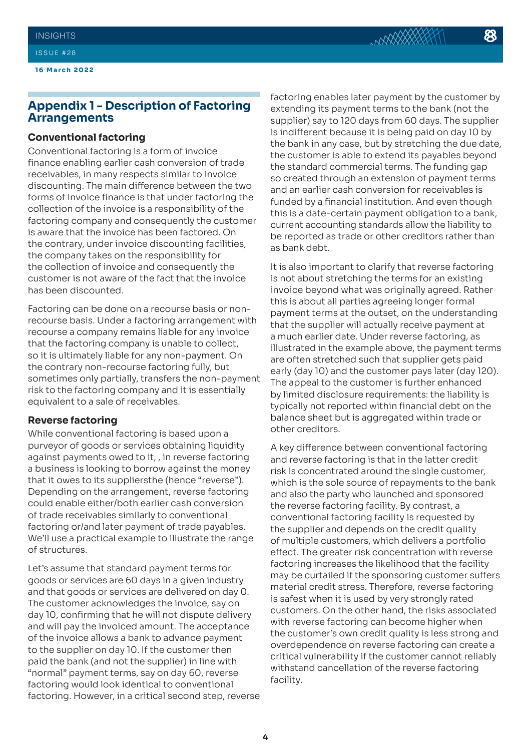## Appendix 1 – Description of Factoring Arrangements

### Conventional factoring

Conventional factoring is a form of invoice finance enabling earlier cash conversion of trade receivables, in many respects similar to invoice discounting. The main difference between the two forms of invoice finance is that under factoring the collection of the invoice is a responsibility of the factoring company and consequently the customer is aware that the invoice has been factored. On the contrary, under invoice discounting facilities, the company takes on the responsibility for the collection of invoice and consequently the customer is not aware of the fact that the invoice has been discounted.

Factoring can be done on a recourse basis or non-recourse basis. Under a factoring arrangement with recourse a company remains liable for any invoice that the factoring company is unable to collect, so it is ultimately liable for any non-payment. On the contrary non-recourse factoring fully, but sometimes only partially, transfers the non-payment risk to the factoring company and it is essentially equivalent to a sale of receivables.

### Reverse factoring

While conventional factoring is based upon a purveyor of goods or services obtaining liquidity against payments owed to it, , in reverse factoring a business is looking to borrow against the money that it owes to its suppliersthe (hence "reverse"). Depending on the arrangement, reverse factoring could enable either/both earlier cash conversion of trade receivables similarly to conventional factoring or/and later payment of trade payables. We'll use a practical example to illustrate the range of structures.

Let's assume that standard payment terms for goods or services are 60 days in a given industry and that goods or services are delivered on day 0. The customer acknowledges the invoice, say on day 10, confirming that he will not dispute delivery and will pay the invoiced amount. The acceptance of the invoice allows a bank to advance payment to the supplier on day 10. If the customer then paid the bank (and not the supplier) in line with "normal" payment terms, say on day 60, reverse factoring would look identical to conventional factoring. However, in a critical second step, reverse factoring enables later payment by the customer by extending its payment terms to the bank (not the supplier) say to 120 days from 60 days. The supplier is indifferent because it is being paid on day 10 by the bank in any case, but by stretching the due date, the customer is able to extend its payables beyond the standard commercial terms. The funding gap so created through an extension of payment terms and an earlier cash conversion for receivables is funded by a financial institution. And even though this is a date-certain payment obligation to a bank, current accounting standards allow the liability to be reported as trade or other creditors rather than as bank debt.

It is also important to clarify that reverse factoring is not about stretching the terms for an existing invoice beyond what was originally agreed. Rather this is about all parties agreeing longer formal payment terms at the outset, on the understanding that the supplier will actually receive payment at a much earlier date. Under reverse factoring, as illustrated in the example above, the payment terms are often stretched such that supplier gets paid early (day 10) and the customer pays later (day 120). The appeal to the customer is further enhanced by limited disclosure requirements: the liability is typically not reported within financial debt on the balance sheet but is aggregated within trade or other creditors.

A key difference between conventional factoring and reverse factoring is that in the latter credit risk is concentrated around the single customer, which is the sole source of repayments to the bank and also the party who launched and sponsored the reverse factoring facility. By contrast, a conventional factoring facility is requested by the supplier and depends on the credit quality of multiple customers, which delivers a portfolio effect. The greater risk concentration with reverse factoring increases the likelihood that the facility may be curtailed if the sponsoring customer suffers material credit stress. Therefore, reverse factoring is safest when it is used by very strongly rated customers. On the other hand, the risks associated with reverse factoring can become higher when the customer's own credit quality is less strong and overdependence on reverse factoring can create a critical vulnerability if the customer cannot reliably withstand cancellation of the reverse factoring facility.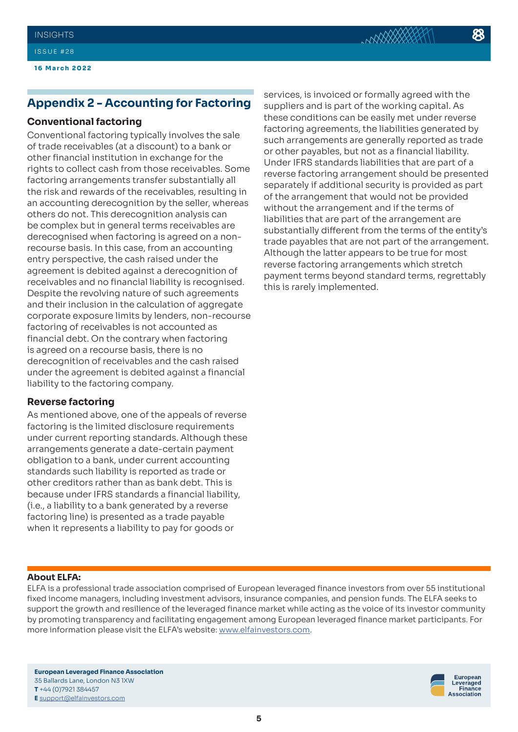## Appendix 2 – Accounting for Factoring

### Conventional factoring

Conventional factoring typically involves the sale of trade receivables (at a discount) to a bank or other financial institution in exchange for the rights to collect cash from those receivables. Some factoring arrangements transfer substantially all the risk and rewards of the receivables, resulting in an accounting derecognition by the seller, whereas others do not. This derecognition analysis can be complex but in general terms receivables are derecognised when factoring is agreed on a non-recourse basis. In this case, from an accounting entry perspective, the cash raised under the agreement is debited against a derecognition of receivables and no financial liability is recognised. Despite the revolving nature of such agreements and their inclusion in the calculation of aggregate corporate exposure limits by lenders, non-recourse factoring of receivables is not accounted as financial debt. On the contrary when factoring is agreed on a recourse basis, there is no derecognition of receivables and the cash raised under the agreement is debited against a financial liability to the factoring company.

### Reverse factoring

As mentioned above, one of the appeals of reverse factoring is the limited disclosure requirements under current reporting standards. Although these arrangements generate a date-certain payment obligation to a bank, under current accounting standards such liability is reported as trade or other creditors rather than as bank debt. This is because under IFRS standards a financial liability, (i.e., a liability to a bank generated by a reverse factoring line) is presented as a trade payable when it represents a liability to pay for goods or services, is invoiced or formally agreed with the suppliers and is part of the working capital. As these conditions can be easily met under reverse factoring agreements, the liabilities generated by such arrangements are generally reported as trade or other payables, but not as a financial liability. Under IFRS standards liabilities that are part of a reverse factoring arrangement should be presented separately if additional security is provided as part of the arrangement that would not be provided without the arrangement and if the terms of liabilities that are part of the arrangement are substantially different from the terms of the entity's trade payables that are not part of the arrangement. Although the latter appears to be true for most reverse factoring arrangements which stretch payment terms beyond standard terms, regrettably this is rarely implemented.

**About ELFA:**

ELFA is a professional trade association comprised of European leveraged finance investors from over 55 institutional fixed income managers, including investment advisors, insurance companies, and pension funds. The ELFA seeks to support the growth and resilience of the leveraged finance market while acting as the voice of its investor community by promoting transparency and facilitating engagement among European leveraged finance market participants. For more information please visit the ELFA's website: www.elfainvestors.com.

**European Leveraged Finance Association**
35 Ballards Lane, London N3 1XW
**T** +44 (0)7921 384457
**E** support@elfainvestors.com